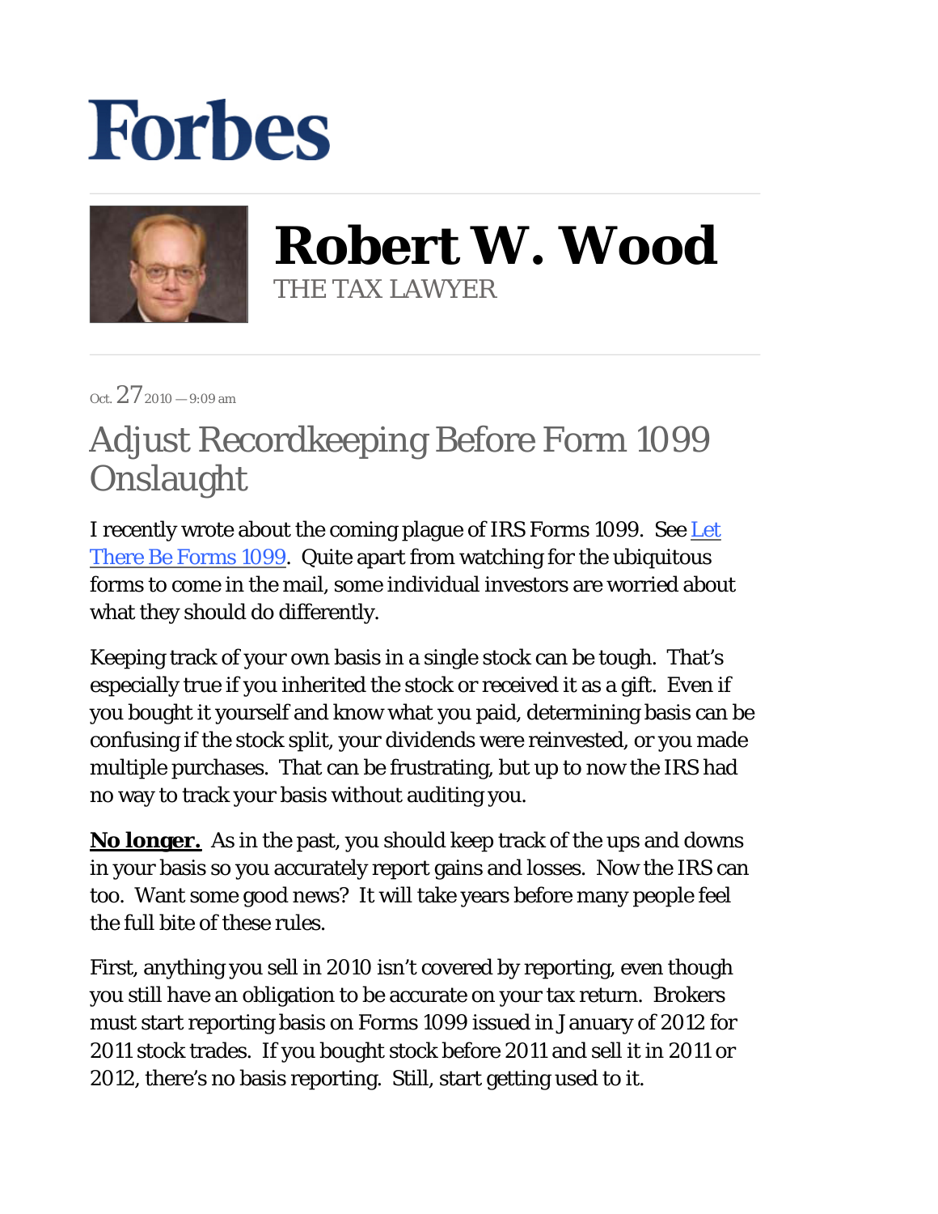# Forbes

## Robert W. Wood

THE TAX LAWYER

Oct. 27 2010 — 9:09 am

# Adjust Recordkeeping Before Form 1099 Onslaught

I recently wrote about the coming plague of IRS Forms 1099. See [Let There Be Forms 1099](). Quite apart from watching for the ubiquitous forms to come in the mail, some individual investors are worried about what they should do differently.

Keeping track of your own basis in a single stock can be tough. That's especially true if you inherited the stock or received it as a gift. Even if you bought it yourself and know what you paid, determining basis can be confusing if the stock split, your dividends were reinvested, or you made multiple purchases. That can be frustrating, but up to now the IRS had no way to track your basis without auditing you.

**No longer.** As in the past, you should keep track of the ups and downs in your basis so you accurately report gains and losses. Now the IRS can too. Want some good news? It will take years before many people feel the full bite of these rules.

First, anything you sell in 2010 isn't covered by reporting, even though you still have an obligation to be accurate on your tax return. Brokers must start reporting basis on Forms 1099 issued in January of 2012 for 2011 stock trades. If you bought stock before 2011 and sell it in 2011 or 2012, there's no basis reporting. Still, start getting used to it.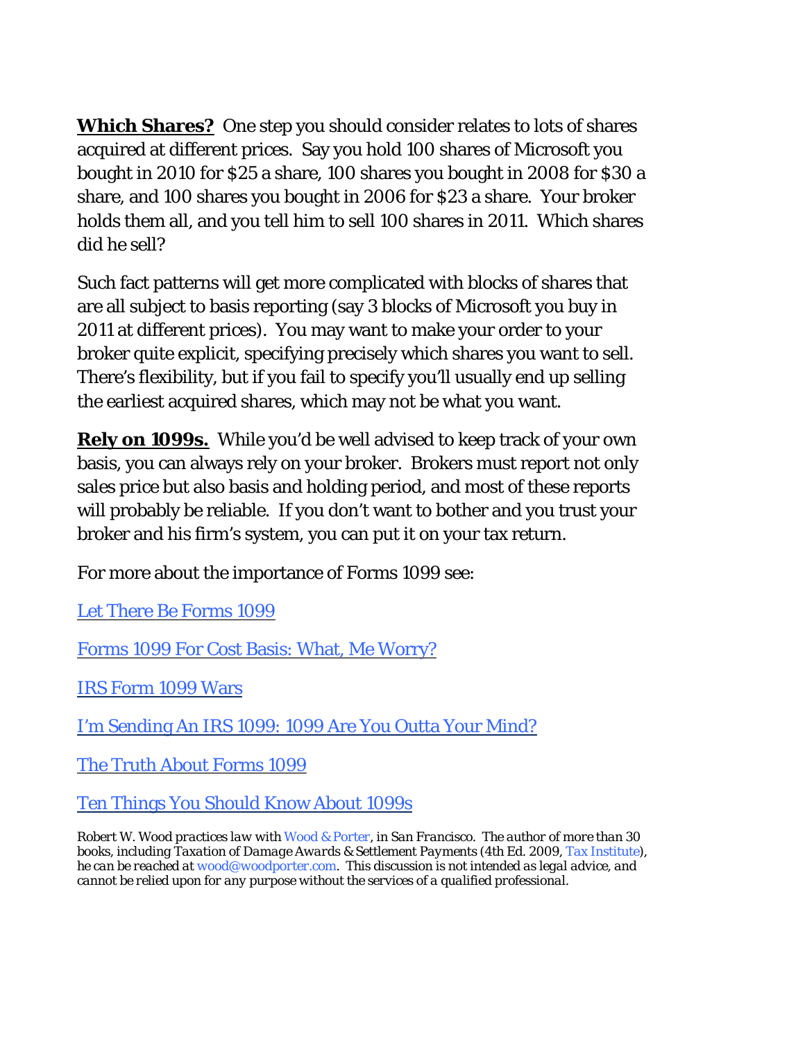**Which Shares?** One step you should consider relates to lots of shares acquired at different prices. Say you hold 100 shares of Microsoft you bought in 2010 for $25 a share, 100 shares you bought in 2008 for $30 a share, and 100 shares you bought in 2006 for $23 a share. Your broker holds them all, and you tell him to sell 100 shares in 2011. Which shares did he sell?

Such fact patterns will get more complicated with blocks of shares that are all subject to basis reporting (say 3 blocks of Microsoft you buy in 2011 at different prices). You may want to make your order to your broker quite explicit, specifying precisely which shares you want to sell. There's flexibility, but if you fail to specify you'll usually end up selling the earliest acquired shares, which may not be what you want.

**Rely on 1099s.** While you'd be well advised to keep track of your own basis, you can always rely on your broker. Brokers must report not only sales price but also basis and holding period, and most of these reports will probably be reliable. If you don't want to bother and you trust your broker and his firm's system, you can put it on your tax return.

For more about the importance of Forms 1099 see:

Let There Be Forms 1099

Forms 1099 For Cost Basis: What, Me Worry?

IRS Form 1099 Wars

I'm Sending An IRS 1099: 1099 Are You Outta Your Mind?

The Truth About Forms 1099

Ten Things You Should Know About 1099s

*Robert W. Wood practices law with Wood & Porter, in San Francisco. The author of more than 30 books, including Taxation of Damage Awards & Settlement Payments (4th Ed. 2009, Tax Institute), he can be reached at wood@woodporter.com. This discussion is not intended as legal advice, and cannot be relied upon for any purpose without the services of a qualified professional.*